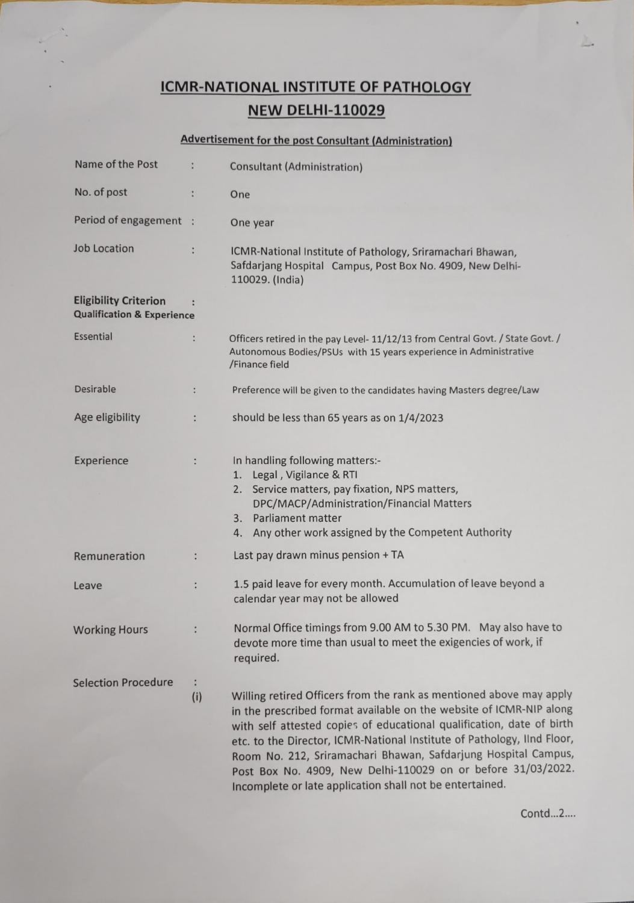# ICMR-NATIONAL INSTITUTE OF PATHOLOGY

## NEW DELHI-110029

### Advertisement for the post Consultant (Administration)

| | | |
|---|---|---|
| Name of the Post | : | Consultant (Administration) |
| No. of post | : | One |
| Period of engagement | : | One year |
| Job Location | : | ICMR-National Institute of Pathology, Sriramachari Bhawan, Safdarjang Hospital Campus, Post Box No. 4909, New Delhi-110029. (India) |
| **Eligibility Criterion** **Qualification & Experience** | : | |
| Essential | : | Officers retired in the pay Level- 11/12/13 from Central Govt. / State Govt. / Autonomous Bodies/PSUs with 15 years experience in Administrative /Finance field |
| Desirable | : | Preference will be given to the candidates having Masters degree/Law |
| Age eligibility | : | should be less than 65 years as on 1/4/2023 |
| Experience | : | In handling following matters:-<br>1. Legal , Vigilance & RTI<br>2. Service matters, pay fixation, NPS matters, DPC/MACP/Administration/Financial Matters<br>3. Parliament matter<br>4. Any other work assigned by the Competent Authority |
| Remuneration | : | Last pay drawn minus pension + TA |
| Leave | : | 1.5 paid leave for every month. Accumulation of leave beyond a calendar year may not be allowed |
| Working Hours | : | Normal Office timings from 9.00 AM to 5.30 PM. May also have to devote more time than usual to meet the exigencies of work, if required. |
| Selection Procedure | : (i) | Willing retired Officers from the rank as mentioned above may apply in the prescribed format available on the website of ICMR-NIP along with self attested copies of educational qualification, date of birth etc. to the Director, ICMR-National Institute of Pathology, IInd Floor, Room No. 212, Sriramachari Bhawan, Safdarjung Hospital Campus, Post Box No. 4909, New Delhi-110029 on or before 31/03/2022. Incomplete or late application shall not be entertained. |

Contd...2....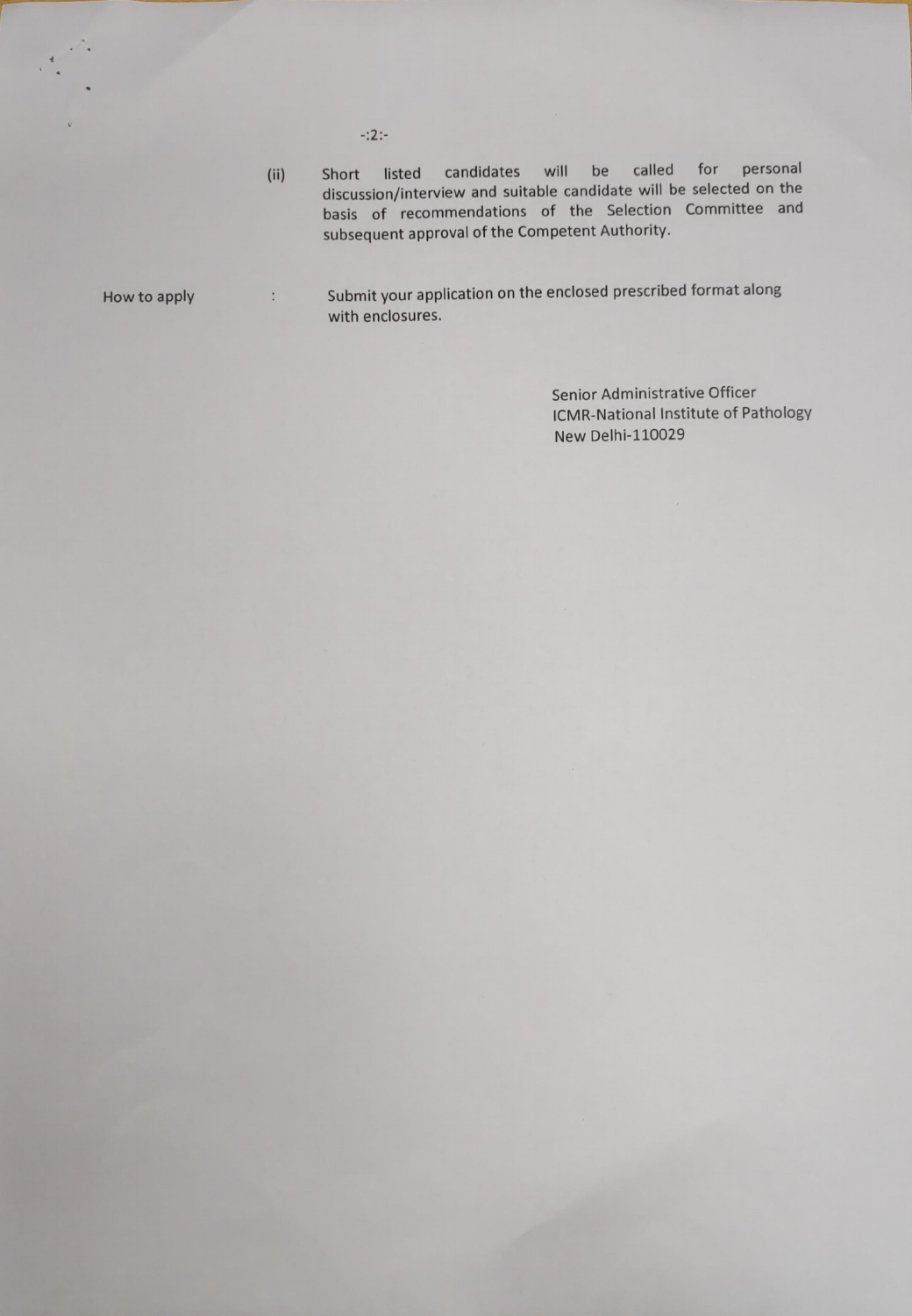(ii) Short listed candidates will be called for personal discussion/interview and suitable candidate will be selected on the basis of recommendations of the Selection Committee and subsequent approval of the Competent Authority.

How to apply : Submit your application on the enclosed prescribed format along with enclosures.

Senior Administrative Officer
ICMR-National Institute of Pathology
New Delhi-110029